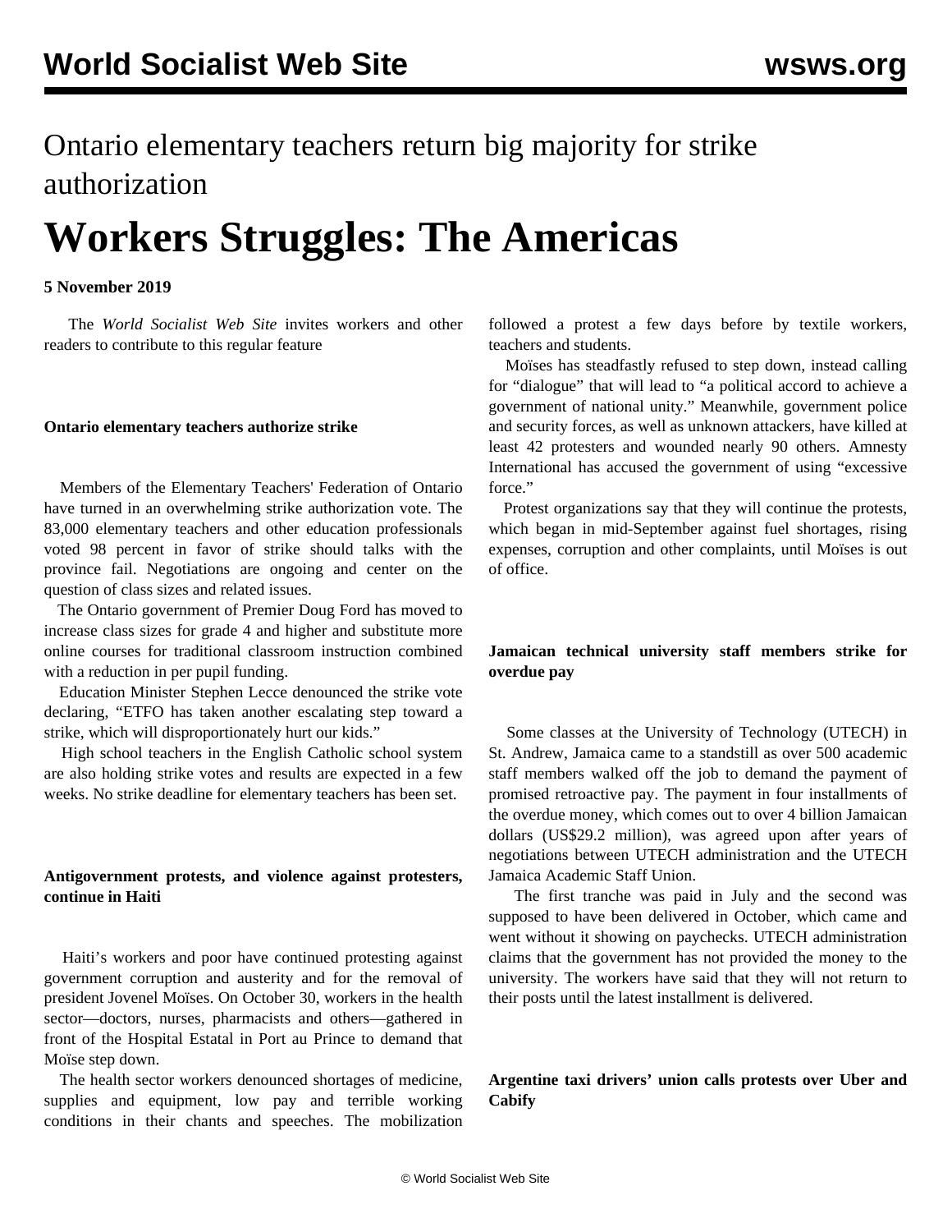Ontario elementary teachers return big majority for strike authorization

# Workers Struggles: The Americas

**5 November 2019**

The *World Socialist Web Site* invites workers and other readers to contribute to this regular feature

**Ontario elementary teachers authorize strike**

Members of the Elementary Teachers' Federation of Ontario have turned in an overwhelming strike authorization vote. The 83,000 elementary teachers and other education professionals voted 98 percent in favor of strike should talks with the province fail. Negotiations are ongoing and center on the question of class sizes and related issues.

The Ontario government of Premier Doug Ford has moved to increase class sizes for grade 4 and higher and substitute more online courses for traditional classroom instruction combined with a reduction in per pupil funding.

Education Minister Stephen Lecce denounced the strike vote declaring, "ETFO has taken another escalating step toward a strike, which will disproportionately hurt our kids."

High school teachers in the English Catholic school system are also holding strike votes and results are expected in a few weeks. No strike deadline for elementary teachers has been set.

**Antigovernment protests, and violence against protesters, continue in Haiti**

Haiti's workers and poor have continued protesting against government corruption and austerity and for the removal of president Jovenel Moïses. On October 30, workers in the health sector—doctors, nurses, pharmacists and others—gathered in front of the Hospital Estatal in Port au Prince to demand that Moïse step down.

The health sector workers denounced shortages of medicine, supplies and equipment, low pay and terrible working conditions in their chants and speeches. The mobilization followed a protest a few days before by textile workers, teachers and students.

Moïses has steadfastly refused to step down, instead calling for "dialogue" that will lead to "a political accord to achieve a government of national unity." Meanwhile, government police and security forces, as well as unknown attackers, have killed at least 42 protesters and wounded nearly 90 others. Amnesty International has accused the government of using "excessive force."

Protest organizations say that they will continue the protests, which began in mid-September against fuel shortages, rising expenses, corruption and other complaints, until Moïses is out of office.

**Jamaican technical university staff members strike for overdue pay**

Some classes at the University of Technology (UTECH) in St. Andrew, Jamaica came to a standstill as over 500 academic staff members walked off the job to demand the payment of promised retroactive pay. The payment in four installments of the overdue money, which comes out to over 4 billion Jamaican dollars (US$29.2 million), was agreed upon after years of negotiations between UTECH administration and the UTECH Jamaica Academic Staff Union.

The first tranche was paid in July and the second was supposed to have been delivered in October, which came and went without it showing on paychecks. UTECH administration claims that the government has not provided the money to the university. The workers have said that they will not return to their posts until the latest installment is delivered.

**Argentine taxi drivers' union calls protests over Uber and Cabify**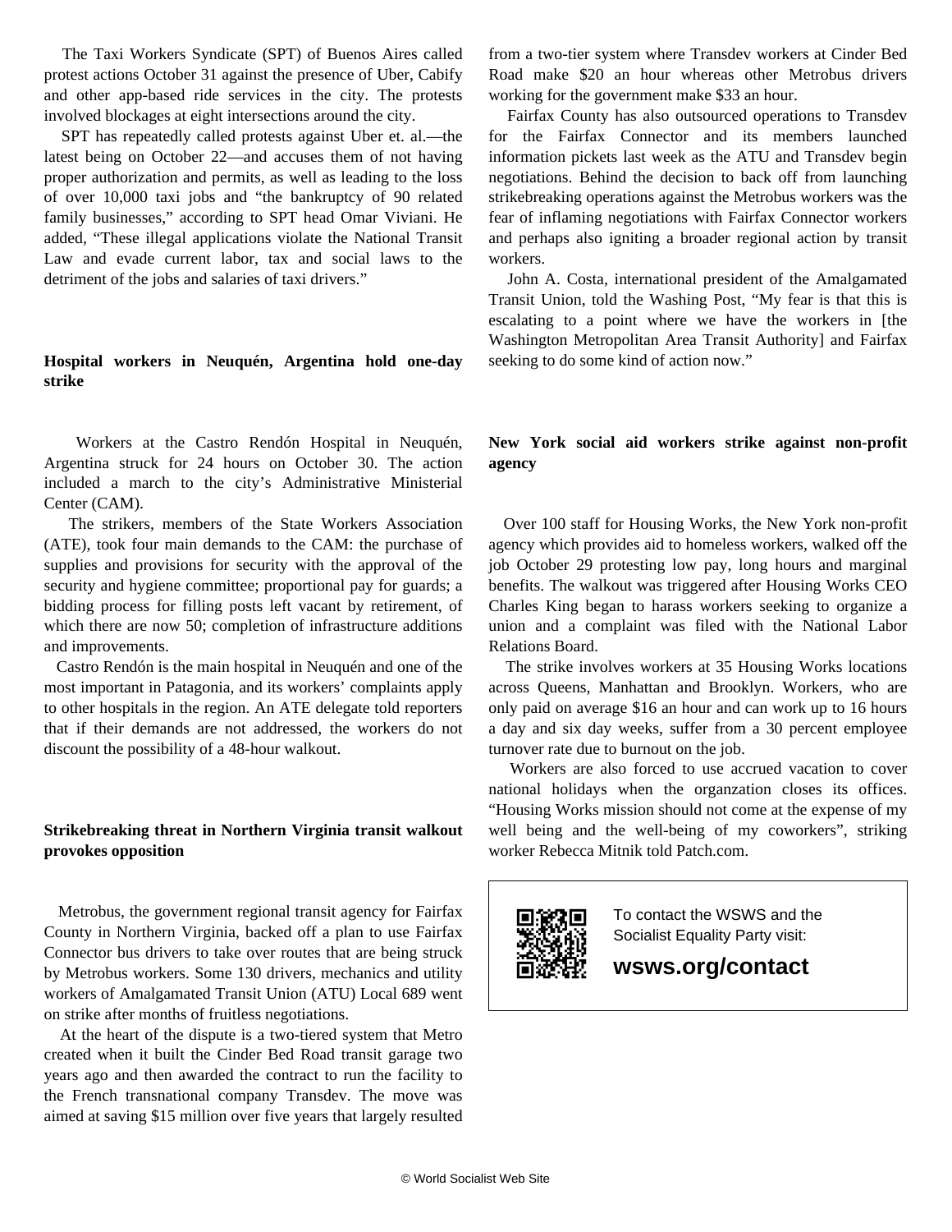The Taxi Workers Syndicate (SPT) of Buenos Aires called protest actions October 31 against the presence of Uber, Cabify and other app-based ride services in the city. The protests involved blockages at eight intersections around the city.

SPT has repeatedly called protests against Uber et. al.—the latest being on October 22—and accuses them of not having proper authorization and permits, as well as leading to the loss of over 10,000 taxi jobs and "the bankruptcy of 90 related family businesses," according to SPT head Omar Viviani. He added, "These illegal applications violate the National Transit Law and evade current labor, tax and social laws to the detriment of the jobs and salaries of taxi drivers."

**Hospital workers in Neuquén, Argentina hold one-day strike**

Workers at the Castro Rendón Hospital in Neuquén, Argentina struck for 24 hours on October 30. The action included a march to the city's Administrative Ministerial Center (CAM).

The strikers, members of the State Workers Association (ATE), took four main demands to the CAM: the purchase of supplies and provisions for security with the approval of the security and hygiene committee; proportional pay for guards; a bidding process for filling posts left vacant by retirement, of which there are now 50; completion of infrastructure additions and improvements.

Castro Rendón is the main hospital in Neuquén and one of the most important in Patagonia, and its workers' complaints apply to other hospitals in the region. An ATE delegate told reporters that if their demands are not addressed, the workers do not discount the possibility of a 48-hour walkout.

**Strikebreaking threat in Northern Virginia transit walkout provokes opposition**

Metrobus, the government regional transit agency for Fairfax County in Northern Virginia, backed off a plan to use Fairfax Connector bus drivers to take over routes that are being struck by Metrobus workers. Some 130 drivers, mechanics and utility workers of Amalgamated Transit Union (ATU) Local 689 went on strike after months of fruitless negotiations.

At the heart of the dispute is a two-tiered system that Metro created when it built the Cinder Bed Road transit garage two years ago and then awarded the contract to run the facility to the French transnational company Transdev. The move was aimed at saving $15 million over five years that largely resulted from a two-tier system where Transdev workers at Cinder Bed Road make $20 an hour whereas other Metrobus drivers working for the government make $33 an hour.

Fairfax County has also outsourced operations to Transdev for the Fairfax Connector and its members launched information pickets last week as the ATU and Transdev begin negotiations. Behind the decision to back off from launching strikebreaking operations against the Metrobus workers was the fear of inflaming negotiations with Fairfax Connector workers and perhaps also igniting a broader regional action by transit workers.

John A. Costa, international president of the Amalgamated Transit Union, told the Washing Post, "My fear is that this is escalating to a point where we have the workers in [the Washington Metropolitan Area Transit Authority] and Fairfax seeking to do some kind of action now."

**New York social aid workers strike against non-profit agency**

Over 100 staff for Housing Works, the New York non-profit agency which provides aid to homeless workers, walked off the job October 29 protesting low pay, long hours and marginal benefits. The walkout was triggered after Housing Works CEO Charles King began to harass workers seeking to organize a union and a complaint was filed with the National Labor Relations Board.

The strike involves workers at 35 Housing Works locations across Queens, Manhattan and Brooklyn. Workers, who are only paid on average $16 an hour and can work up to 16 hours a day and six day weeks, suffer from a 30 percent employee turnover rate due to burnout on the job.

Workers are also forced to use accrued vacation to cover national holidays when the organzation closes its offices. "Housing Works mission should not come at the expense of my well being and the well-being of my coworkers", striking worker Rebecca Mitnik told Patch.com.

To contact the WSWS and the Socialist Equality Party visit:

**wsws.org/contact**